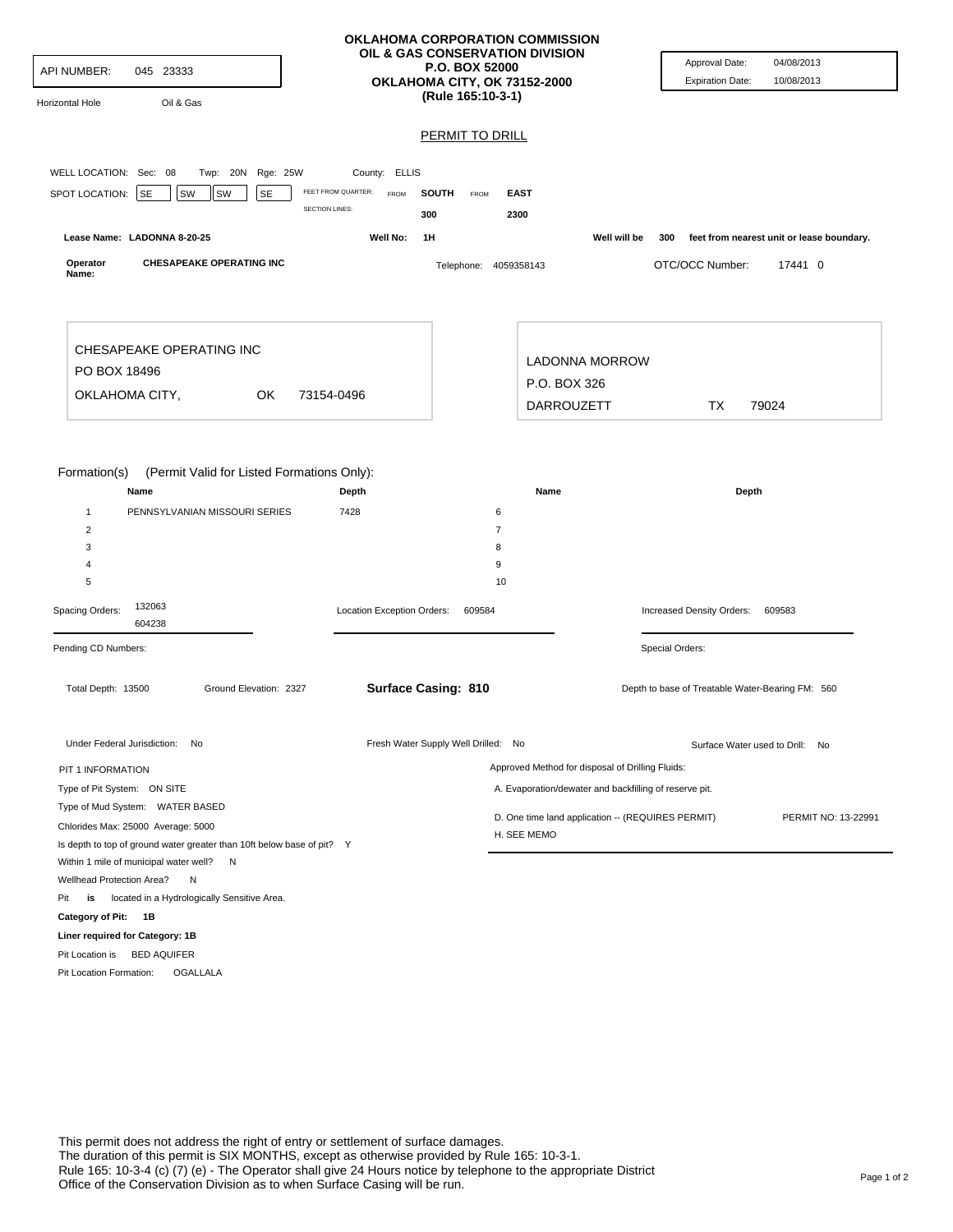API NUMBER: 045 23333

Horizontal Hole    Oil & Gas

**OKLAHOMA CORPORATION COMMISSION**
**OIL & GAS CONSERVATION DIVISION**
**P.O. BOX 52000**
**OKLAHOMA CITY, OK 73152-2000**
**(Rule 165:10-3-1)**

Approval Date: 04/08/2013
Expiration Date: 10/08/2013

## PERMIT TO DRILL

WELL LOCATION: Sec: 08 Twp: 20N Rge: 25W County: ELLIS

SPOT LOCATION: SE SW SW SE

| FEET FROM QUARTER: | FROM SOUTH | FROM EAST |
|---|---|---|
| SECTION LINES: | 300 | 2300 |

Lease Name: LADONNA 8-20-25    Well No: 1H    Well will be 300 feet from nearest unit or lease boundary.

Operator Name: CHESAPEAKE OPERATING INC    Telephone: 4059358143    OTC/OCC Number: 17441 0

CHESAPEAKE OPERATING INC
PO BOX 18496
OKLAHOMA CITY, OK 73154-0496

LADONNA MORROW
P.O. BOX 326
DARROUZETT TX 79024

Formation(s) (Permit Valid for Listed Formations Only):

| | Name | Depth | | Name | Depth |
|---|---|---|---|---|---|
| 1 | PENNSYLVANIAN MISSOURI SERIES | 7428 | 6 | | |
| 2 | | | 7 | | |
| 3 | | | 8 | | |
| 4 | | | 9 | | |
| 5 | | | 10 | | |

Spacing Orders: 132063, 604238

Location Exception Orders: 609584

Increased Density Orders: 609583

Pending CD Numbers:

Special Orders:

Total Depth: 13500    Ground Elevation: 2327    **Surface Casing: 810**    Depth to base of Treatable Water-Bearing FM: 560

Under Federal Jurisdiction: No    Fresh Water Supply Well Drilled: No    Surface Water used to Drill: No

PIT 1 INFORMATION

Type of Pit System: ON SITE

Type of Mud System: WATER BASED

Chlorides Max: 25000 Average: 5000

Is depth to top of ground water greater than 10ft below base of pit? Y

Within 1 mile of municipal water well? N

Wellhead Protection Area? N

Pit **is** located in a Hydrologically Sensitive Area.

**Category of Pit: 1B**

**Liner required for Category: 1B**

Pit Location is BED AQUIFER

Pit Location Formation: OGALLALA

Approved Method for disposal of Drilling Fluids:

A. Evaporation/dewater and backfilling of reserve pit.

D. One time land application -- (REQUIRES PERMIT)    PERMIT NO: 13-22991

H. SEE MEMO

This permit does not address the right of entry or settlement of surface damages.
The duration of this permit is SIX MONTHS, except as otherwise provided by Rule 165: 10-3-1.
Rule 165: 10-3-4 (c) (7) (e) - The Operator shall give 24 Hours notice by telephone to the appropriate District Office of the Conservation Division as to when Surface Casing will be run.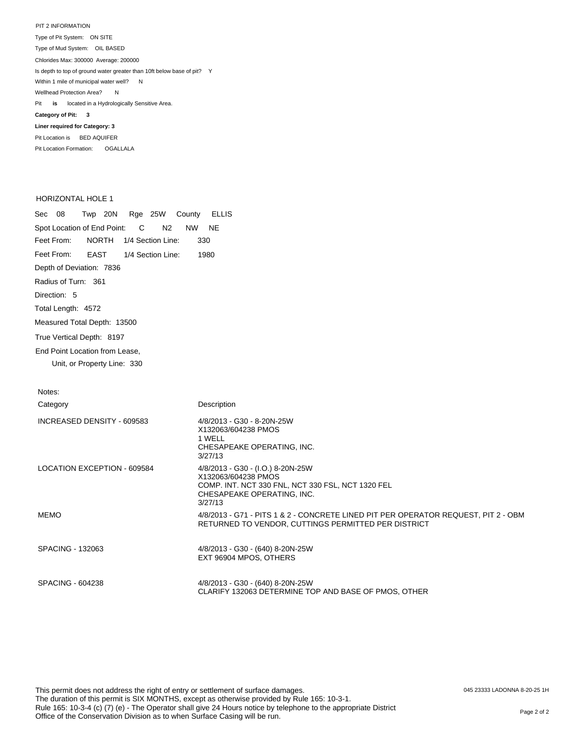PIT 2 INFORMATION

Type of Pit System: ON SITE

Type of Mud System: OIL BASED

Chlorides Max: 300000 Average: 200000

Is depth to top of ground water greater than 10ft below base of pit? Y

Within 1 mile of municipal water well? N

Wellhead Protection Area? N

Pit **is** located in a Hydrologically Sensitive Area.

**Category of Pit: 3**

**Liner required for Category: 3**

Pit Location is BED AQUIFER

Pit Location Formation: OGALLALA

HORIZONTAL HOLE 1

Sec 08 Twp 20N Rge 25W County ELLIS

Spot Location of End Point: C N2 NW NE

Feet From: NORTH 1/4 Section Line: 330

Feet From: EAST 1/4 Section Line: 1980

Depth of Deviation: 7836

Radius of Turn: 361

Direction: 5

Total Length: 4572

Measured Total Depth: 13500

True Vertical Depth: 8197

End Point Location from Lease, Unit, or Property Line: 330

Notes:

| Category | Description |
| --- | --- |
| INCREASED DENSITY - 609583 | 4/8/2013 - G30 - 8-20N-25W X132063/604238 PMOS 1 WELL CHESAPEAKE OPERATING, INC. 3/27/13 |
| LOCATION EXCEPTION - 609584 | 4/8/2013 - G30 - (I.O.) 8-20N-25W X132063/604238 PMOS COMP. INT. NCT 330 FNL, NCT 330 FSL, NCT 1320 FEL CHESAPEAKE OPERATING, INC. 3/27/13 |
| MEMO | 4/8/2013 - G71 - PITS 1 & 2 - CONCRETE LINED PIT PER OPERATOR REQUEST, PIT 2 - OBM RETURNED TO VENDOR, CUTTINGS PERMITTED PER DISTRICT |
| SPACING - 132063 | 4/8/2013 - G30 - (640) 8-20N-25W EXT 96904 MPOS, OTHERS |
| SPACING - 604238 | 4/8/2013 - G30 - (640) 8-20N-25W CLARIFY 132063 DETERMINE TOP AND BASE OF PMOS, OTHER |

This permit does not address the right of entry or settlement of surface damages.
The duration of this permit is SIX MONTHS, except as otherwise provided by Rule 165: 10-3-1.
Rule 165: 10-3-4 (c) (7) (e) - The Operator shall give 24 Hours notice by telephone to the appropriate District Office of the Conservation Division as to when Surface Casing will be run.

045 23333 LADONNA 8-20-25 1H